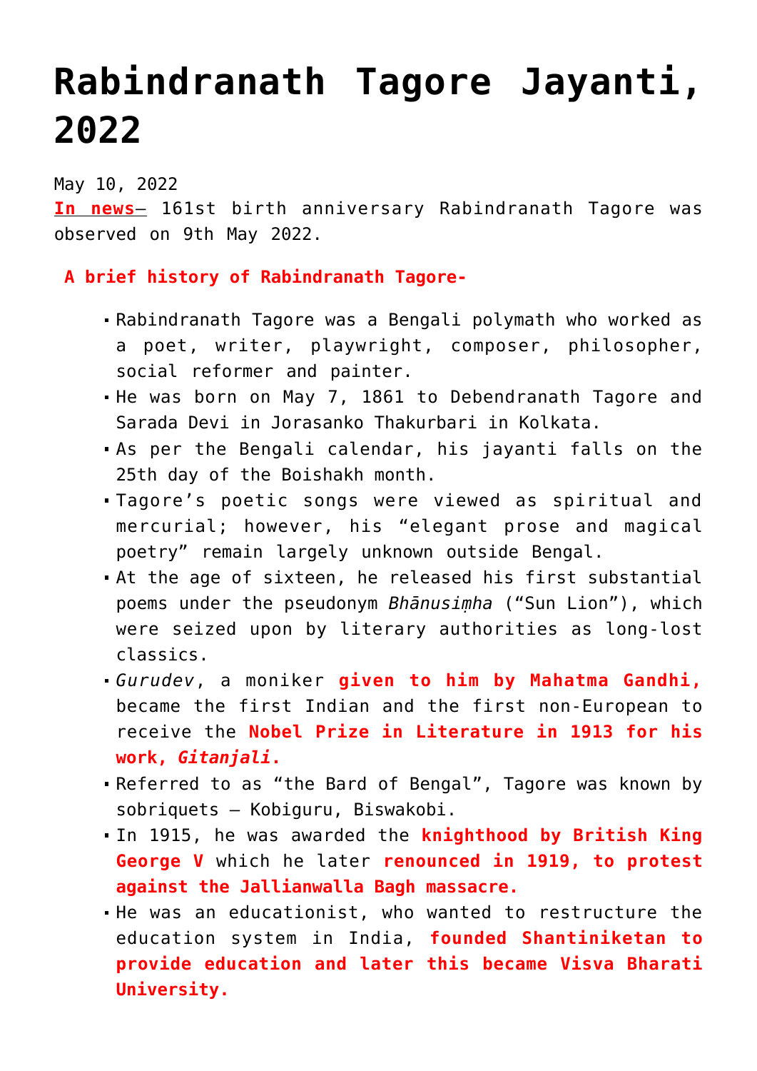# Rabindranath Tagore Jayanti, 2022

May 10, 2022

**In news**– 161st birth anniversary Rabindranath Tagore was observed on 9th May 2022.

**A brief history of Rabindranath Tagore-**

- Rabindranath Tagore was a Bengali polymath who worked as a poet, writer, playwright, composer, philosopher, social reformer and painter.
- He was born on May 7, 1861 to Debendranath Tagore and Sarada Devi in Jorasanko Thakurbari in Kolkata.
- As per the Bengali calendar, his jayanti falls on the 25th day of the Boishakh month.
- Tagore's poetic songs were viewed as spiritual and mercurial; however, his "elegant prose and magical poetry" remain largely unknown outside Bengal.
- At the age of sixteen, he released his first substantial poems under the pseudonym *Bhānusiṃha* ("Sun Lion"), which were seized upon by literary authorities as long-lost classics.
- *Gurudev*, a moniker **given to him by Mahatma Gandhi,** became the first Indian and the first non-European to receive the **Nobel Prize in Literature in 1913 for his work, *Gitanjali*.**
- Referred to as "the Bard of Bengal", Tagore was known by sobriquets – Kobiguru, Biswakobi.
- In 1915, he was awarded the **knighthood by British King George V** which he later **renounced in 1919, to protest against the Jallianwalla Bagh massacre.**
- He was an educationist, who wanted to restructure the education system in India, **founded Shantiniketan to provide education and later this became Visva Bharati University.**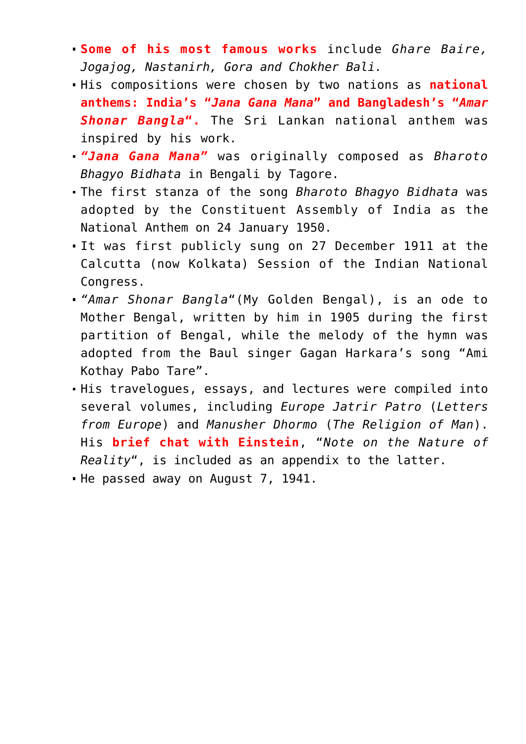- **Some of his most famous works** include *Ghare Baire, Jogajog, Nastanirh, Gora and Chokher Bali.*
- His compositions were chosen by two nations as **national anthems: India's "*Jana Gana Mana*" and Bangladesh's "*Amar Shonar Bangla*".** The Sri Lankan national anthem was inspired by his work.
- ***"Jana Gana Mana"*** was originally composed as *Bharoto Bhagyo Bidhata* in Bengali by Tagore.
- The first stanza of the song *Bharoto Bhagyo Bidhata* was adopted by the Constituent Assembly of India as the National Anthem on 24 January 1950.
- It was first publicly sung on 27 December 1911 at the Calcutta (now Kolkata) Session of the Indian National Congress.
- *"Amar Shonar Bangla*"(My Golden Bengal), is an ode to Mother Bengal, written by him in 1905 during the first partition of Bengal, while the melody of the hymn was adopted from the Baul singer Gagan Harkara's song "Ami Kothay Pabo Tare".
- His travelogues, essays, and lectures were compiled into several volumes, including *Europe Jatrir Patro* (*Letters from Europe*) and *Manusher Dhormo* (*The Religion of Man*). His **brief chat with Einstein**, "*Note on the Nature of Reality*", is included as an appendix to the latter.
- He passed away on August 7, 1941.